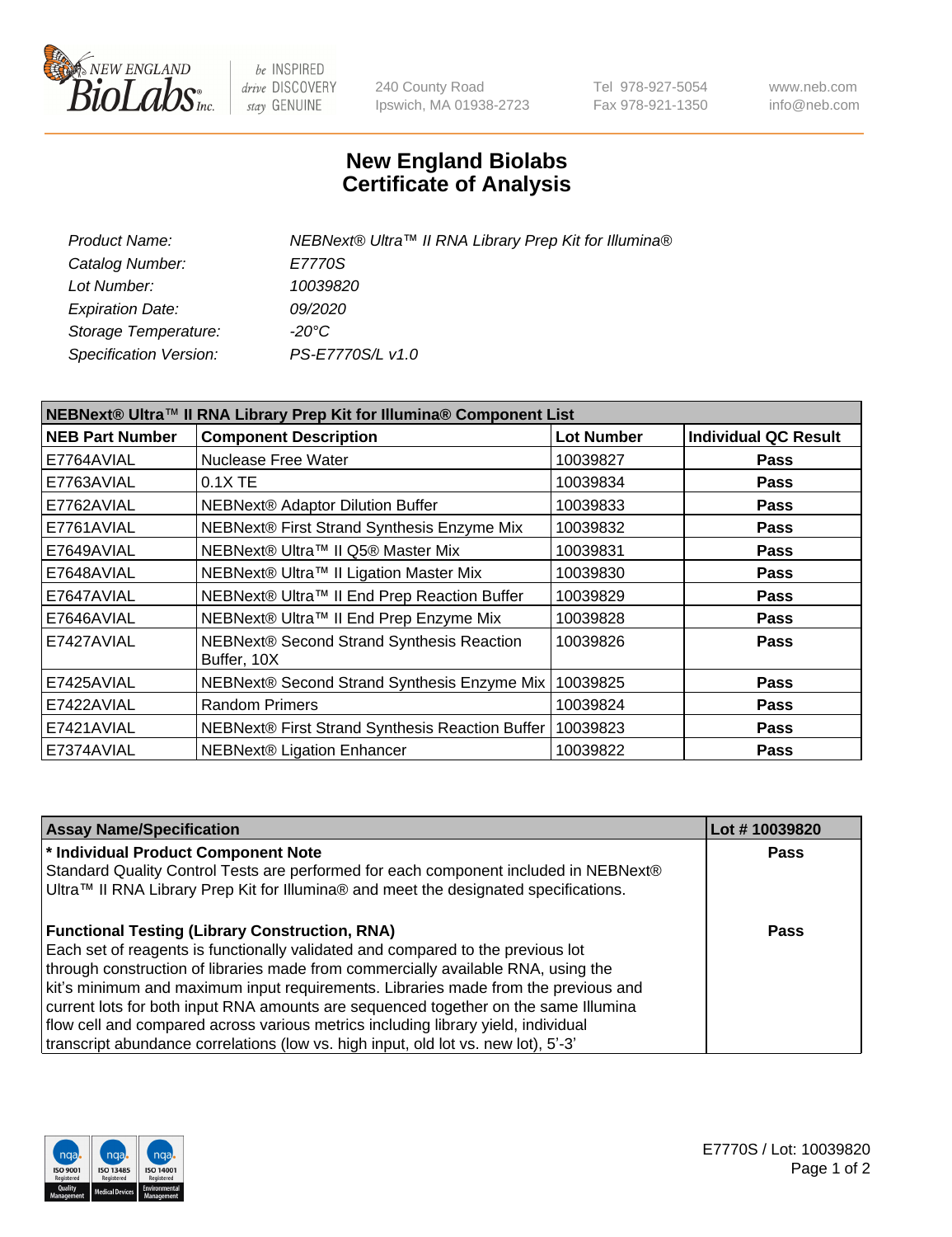New England BioLabs Inc. — be INSPIRED drive DISCOVERY stay GENUINE

240 County Road
Ipswich, MA 01938-2723

Tel 978-927-5054
Fax 978-921-1350

www.neb.com
info@neb.com

# New England Biolabs Certificate of Analysis

| | |
|---|---|
| *Product Name:* | *NEBNext® Ultra™ II RNA Library Prep Kit for Illumina®* |
| *Catalog Number:* | *E7770S* |
| *Lot Number:* | *10039820* |
| *Expiration Date:* | *09/2020* |
| *Storage Temperature:* | *-20°C* |
| *Specification Version:* | *PS-E7770S/L v1.0* |

| NEBNext® Ultra™ II RNA Library Prep Kit for Illumina® Component List | | | |
|---|---|---|---|
| **NEB Part Number** | **Component Description** | **Lot Number** | **Individual QC Result** |
| E7764AVIAL | Nuclease Free Water | 10039827 | **Pass** |
| E7763AVIAL | 0.1X TE | 10039834 | **Pass** |
| E7762AVIAL | NEBNext® Adaptor Dilution Buffer | 10039833 | **Pass** |
| E7761AVIAL | NEBNext® First Strand Synthesis Enzyme Mix | 10039832 | **Pass** |
| E7649AVIAL | NEBNext® Ultra™ II Q5® Master Mix | 10039831 | **Pass** |
| E7648AVIAL | NEBNext® Ultra™ II Ligation Master Mix | 10039830 | **Pass** |
| E7647AVIAL | NEBNext® Ultra™ II End Prep Reaction Buffer | 10039829 | **Pass** |
| E7646AVIAL | NEBNext® Ultra™ II End Prep Enzyme Mix | 10039828 | **Pass** |
| E7427AVIAL | NEBNext® Second Strand Synthesis Reaction Buffer, 10X | 10039826 | **Pass** |
| E7425AVIAL | NEBNext® Second Strand Synthesis Enzyme Mix | 10039825 | **Pass** |
| E7422AVIAL | Random Primers | 10039824 | **Pass** |
| E7421AVIAL | NEBNext® First Strand Synthesis Reaction Buffer | 10039823 | **Pass** |
| E7374AVIAL | NEBNext® Ligation Enhancer | 10039822 | **Pass** |

| Assay Name/Specification | Lot # 10039820 |
|---|---|
| **\* Individual Product Component Note**<br>Standard Quality Control Tests are performed for each component included in NEBNext® Ultra™ II RNA Library Prep Kit for Illumina® and meet the designated specifications. | **Pass** |
| **Functional Testing (Library Construction, RNA)**<br>Each set of reagents is functionally validated and compared to the previous lot through construction of libraries made from commercially available RNA, using the kit's minimum and maximum input requirements. Libraries made from the previous and current lots for both input RNA amounts are sequenced together on the same Illumina flow cell and compared across various metrics including library yield, individual transcript abundance correlations (low vs. high input, old lot vs. new lot), 5'-3' | **Pass** |

E7770S / Lot: 10039820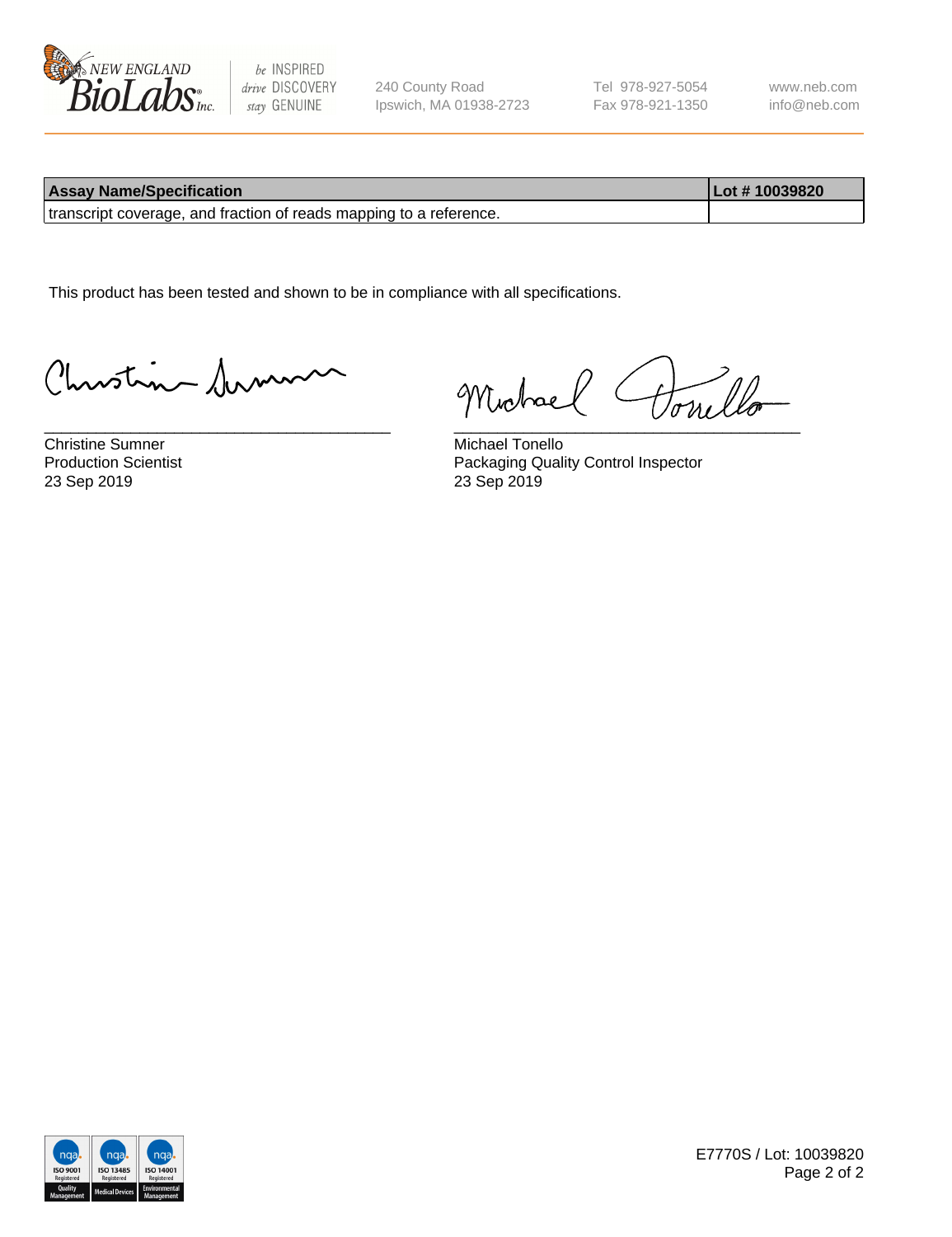| Assay Name/Specification | Lot # 10039820 |
| --- | --- |
| transcript coverage, and fraction of reads mapping to a reference. | |

This product has been tested and shown to be in compliance with all specifications.

Christine Sumner
Production Scientist
23 Sep 2019

Michael Tonello
Packaging Quality Control Inspector
23 Sep 2019

E7770S / Lot: 10039820